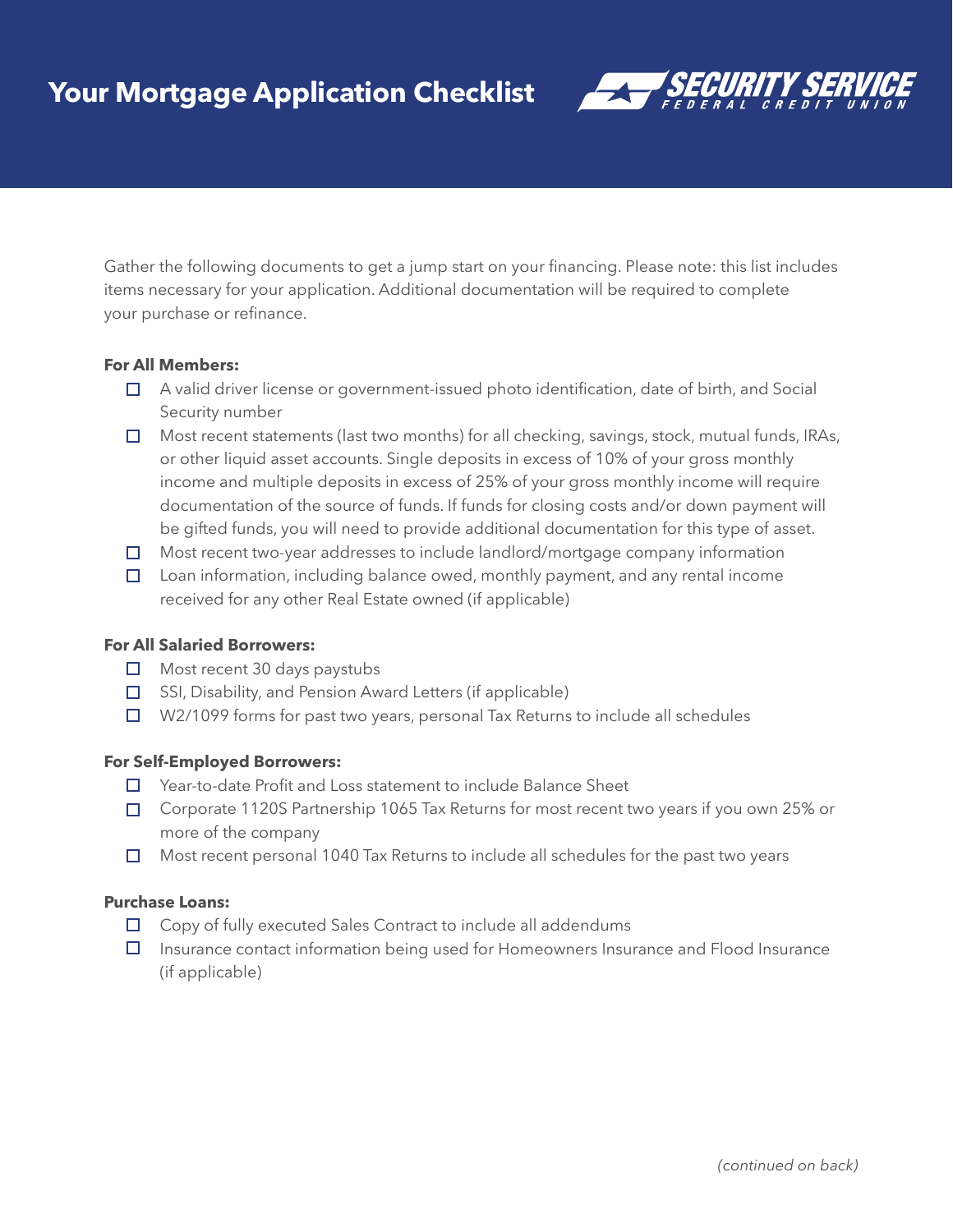# Your Mortgage Application Checklist

SECURITY SERVICE FEDERAL CREDIT UNION

Gather the following documents to get a jump start on your financing. Please note: this list includes items necessary for your application. Additional documentation will be required to complete your purchase or refinance.

**For All Members:**

- ☐ A valid driver license or government-issued photo identification, date of birth, and Social Security number
- ☐ Most recent statements (last two months) for all checking, savings, stock, mutual funds, IRAs, or other liquid asset accounts. Single deposits in excess of 10% of your gross monthly income and multiple deposits in excess of 25% of your gross monthly income will require documentation of the source of funds. If funds for closing costs and/or down payment will be gifted funds, you will need to provide additional documentation for this type of asset.
- ☐ Most recent two-year addresses to include landlord/mortgage company information
- ☐ Loan information, including balance owed, monthly payment, and any rental income received for any other Real Estate owned (if applicable)

**For All Salaried Borrowers:**

- ☐ Most recent 30 days paystubs
- ☐ SSI, Disability, and Pension Award Letters (if applicable)
- ☐ W2/1099 forms for past two years, personal Tax Returns to include all schedules

**For Self-Employed Borrowers:**

- ☐ Year-to-date Profit and Loss statement to include Balance Sheet
- ☐ Corporate 1120S Partnership 1065 Tax Returns for most recent two years if you own 25% or more of the company
- ☐ Most recent personal 1040 Tax Returns to include all schedules for the past two years

**Purchase Loans:**

- ☐ Copy of fully executed Sales Contract to include all addendums
- ☐ Insurance contact information being used for Homeowners Insurance and Flood Insurance (if applicable)

*(continued on back)*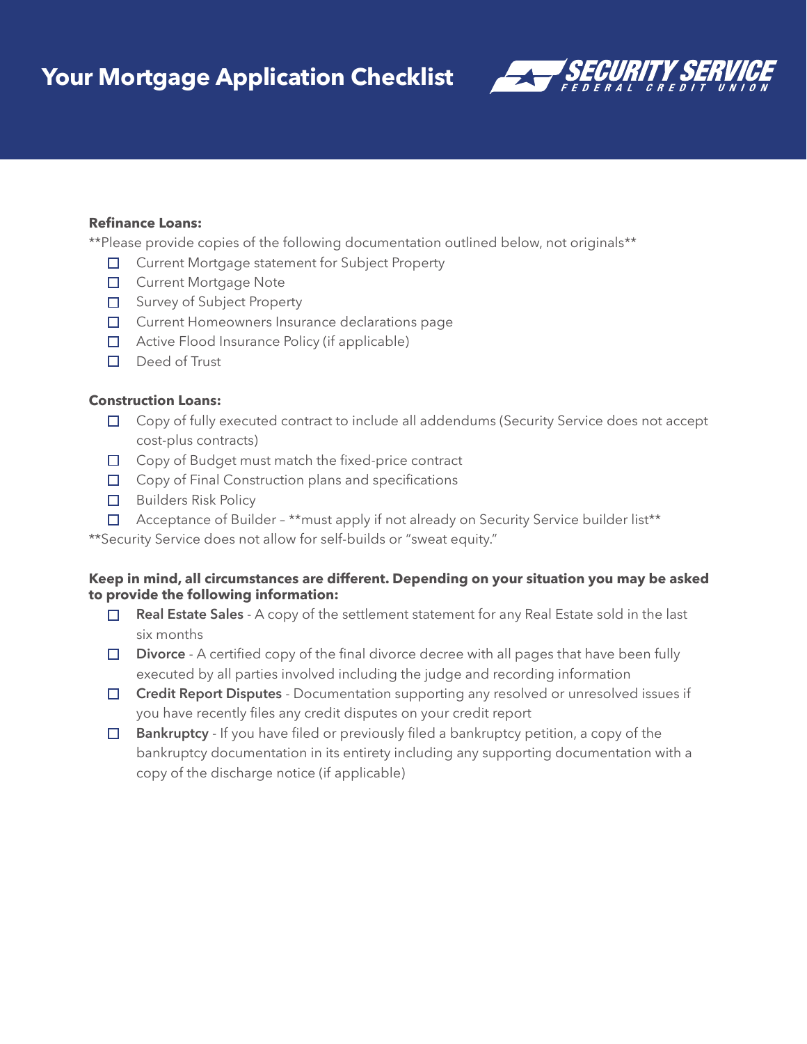# Your Mortgage Application Checklist

SECURITY SERVICE FEDERAL CREDIT UNION

**Refinance Loans:**

**Please provide copies of the following documentation outlined below, not originals**

- ☐ Current Mortgage statement for Subject Property
- ☐ Current Mortgage Note
- ☐ Survey of Subject Property
- ☐ Current Homeowners Insurance declarations page
- ☐ Active Flood Insurance Policy (if applicable)
- ☐ Deed of Trust

**Construction Loans:**

- ☐ Copy of fully executed contract to include all addendums (Security Service does not accept cost-plus contracts)
- ☐ Copy of Budget must match the fixed-price contract
- ☐ Copy of Final Construction plans and specifications
- ☐ Builders Risk Policy
- ☐ Acceptance of Builder – **must apply if not already on Security Service builder list**

**Security Service does not allow for self-builds or "sweat equity."

**Keep in mind, all circumstances are different. Depending on your situation you may be asked to provide the following information:**

- ☐ **Real Estate Sales** - A copy of the settlement statement for any Real Estate sold in the last six months
- ☐ **Divorce** - A certified copy of the final divorce decree with all pages that have been fully executed by all parties involved including the judge and recording information
- ☐ **Credit Report Disputes** - Documentation supporting any resolved or unresolved issues if you have recently files any credit disputes on your credit report
- ☐ **Bankruptcy** - If you have filed or previously filed a bankruptcy petition, a copy of the bankruptcy documentation in its entirety including any supporting documentation with a copy of the discharge notice (if applicable)